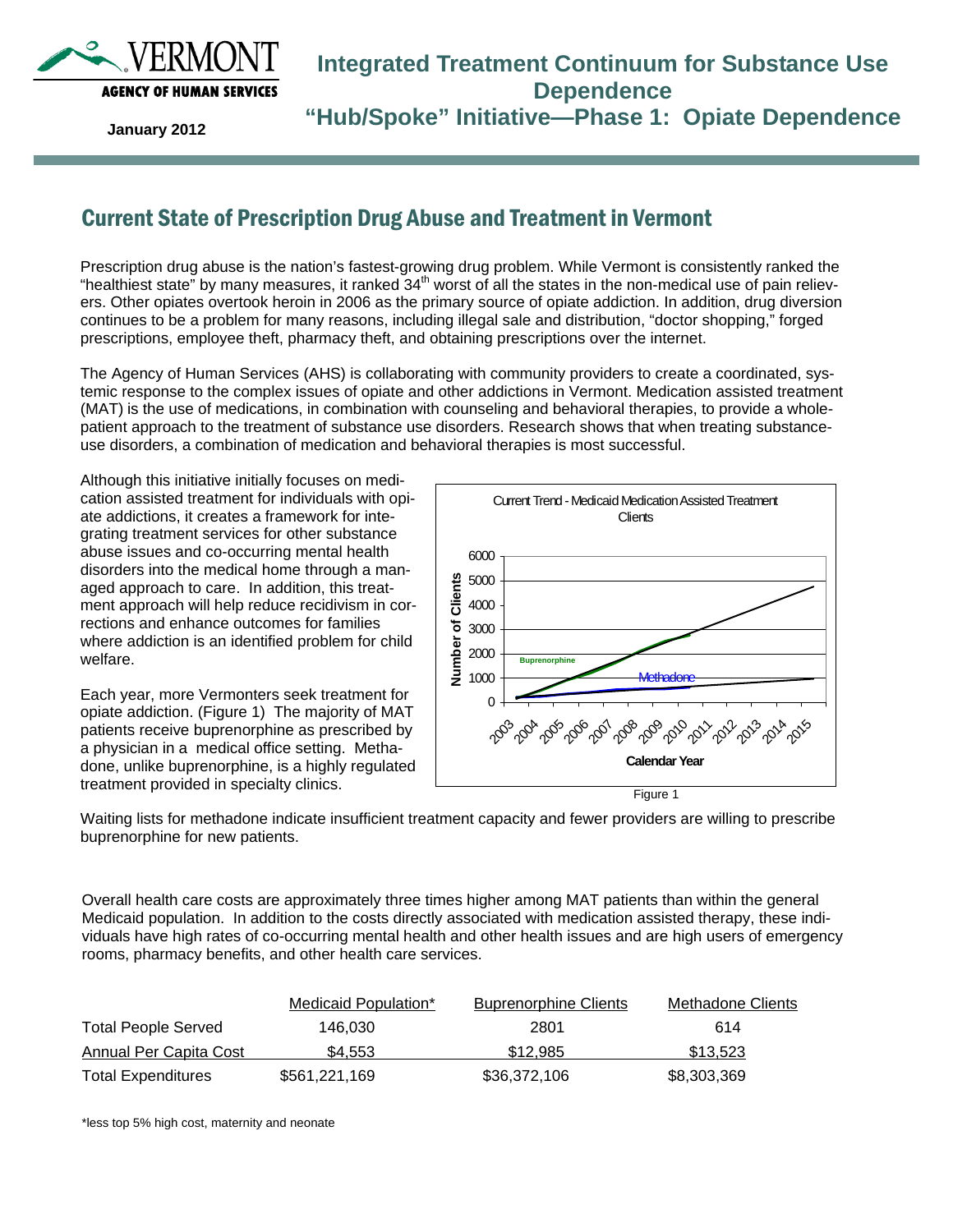VERMONT
AGENCY OF HUMAN SERVICES

January 2012

# Integrated Treatment Continuum for Substance Use Dependence
# "Hub/Spoke" Initiative—Phase 1: Opiate Dependence

## Current State of Prescription Drug Abuse and Treatment in Vermont

Prescription drug abuse is the nation's fastest-growing drug problem. While Vermont is consistently ranked the "healthiest state" by many measures, it ranked 34th worst of all the states in the non-medical use of pain relievers. Other opiates overtook heroin in 2006 as the primary source of opiate addiction. In addition, drug diversion continues to be a problem for many reasons, including illegal sale and distribution, "doctor shopping," forged prescriptions, employee theft, pharmacy theft, and obtaining prescriptions over the internet.

The Agency of Human Services (AHS) is collaborating with community providers to create a coordinated, systemic response to the complex issues of opiate and other addictions in Vermont. Medication assisted treatment (MAT) is the use of medications, in combination with counseling and behavioral therapies, to provide a whole-patient approach to the treatment of substance use disorders. Research shows that when treating substance-use disorders, a combination of medication and behavioral therapies is most successful.

Although this initiative initially focuses on medication assisted treatment for individuals with opiate addictions, it creates a framework for integrating treatment services for other substance abuse issues and co-occurring mental health disorders into the medical home through a managed approach to care. In addition, this treatment approach will help reduce recidivism in corrections and enhance outcomes for families where addiction is an identified problem for child welfare.

Each year, more Vermonters seek treatment for opiate addiction. (Figure 1) The majority of MAT patients receive buprenorphine as prescribed by a physician in a medical office setting. Methadone, unlike buprenorphine, is a highly regulated treatment provided in specialty clinics.

Current Trend - Medicaid Medication Assisted Treatment Clients

Figure 1

Waiting lists for methadone indicate insufficient treatment capacity and fewer providers are willing to prescribe buprenorphine for new patients.

Overall health care costs are approximately three times higher among MAT patients than within the general Medicaid population. In addition to the costs directly associated with medication assisted therapy, these individuals have high rates of co-occurring mental health and other health issues and are high users of emergency rooms, pharmacy benefits, and other health care services.

| | Medicaid Population* | Buprenorphine Clients | Methadone Clients |
|---|---|---|---|
| Total People Served | 146,030 | 2801 | 614 |
| Annual Per Capita Cost | $4,553 | $12,985 | $13,523 |
| Total Expenditures | $561,221,169 | $36,372,106 | $8,303,369 |

*less top 5% high cost, maternity and neonate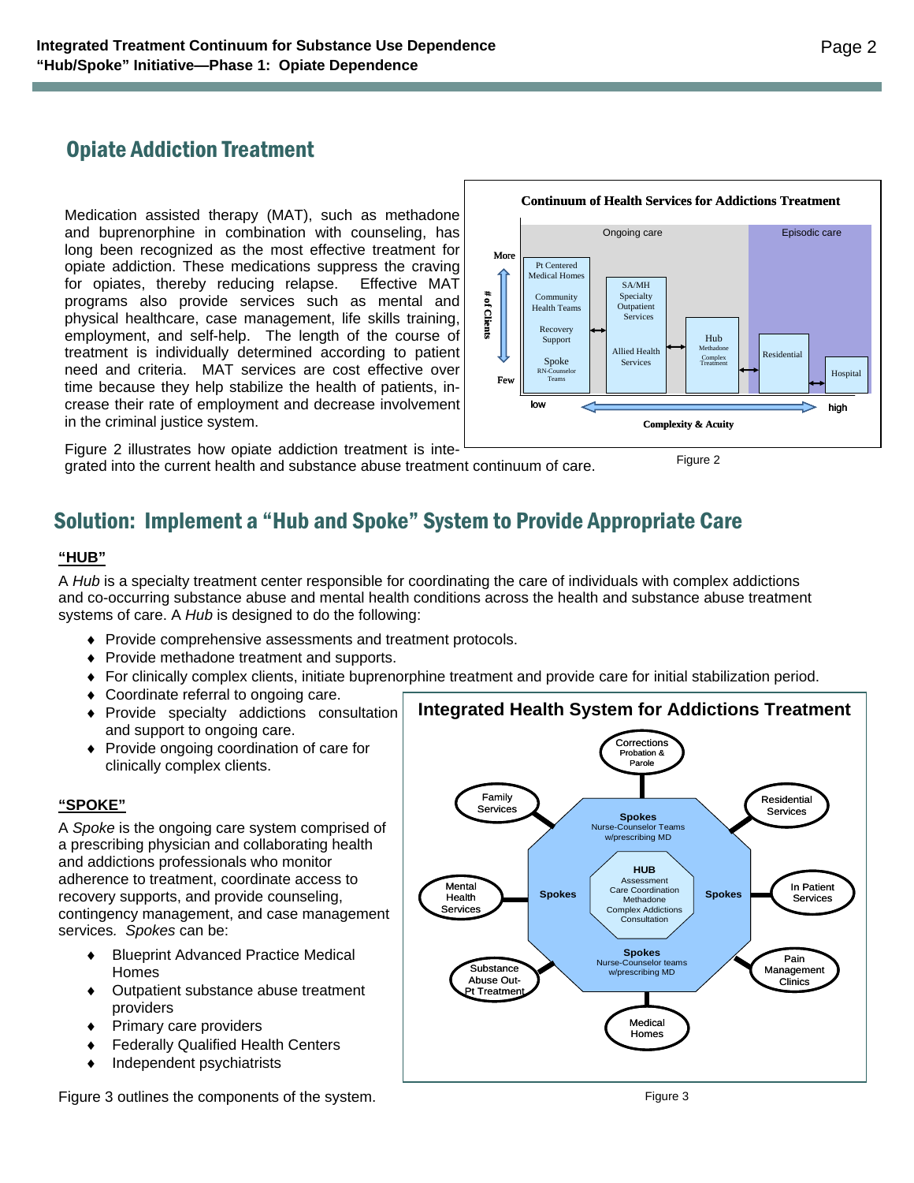## Opiate Addiction Treatment

Medication assisted therapy (MAT), such as methadone and buprenorphine in combination with counseling, has long been recognized as the most effective treatment for opiate addiction. These medications suppress the craving for opiates, thereby reducing relapse. Effective MAT programs also provide services such as mental and physical healthcare, case management, life skills training, employment, and self-help. The length of the course of treatment is individually determined according to patient need and criteria. MAT services are cost effective over time because they help stabilize the health of patients, increase their rate of employment and decrease involvement in the criminal justice system.

Figure 2 illustrates how opiate addiction treatment is integrated into the current health and substance abuse treatment continuum of care.

Figure 2

## Solution: Implement a "Hub and Spoke" System to Provide Appropriate Care

### "HUB"

A *Hub* is a specialty treatment center responsible for coordinating the care of individuals with complex addictions and co-occurring substance abuse and mental health conditions across the health and substance abuse treatment systems of care. A *Hub* is designed to do the following:

- Provide comprehensive assessments and treatment protocols.
- Provide methadone treatment and supports.
- For clinically complex clients, initiate buprenorphine treatment and provide care for initial stabilization period.
- Coordinate referral to ongoing care.
- Provide specialty addictions consultation and support to ongoing care.
- Provide ongoing coordination of care for clinically complex clients.

### "SPOKE"

A *Spoke* is the ongoing care system comprised of a prescribing physician and collaborating health and addictions professionals who monitor adherence to treatment, coordinate access to recovery supports, and provide counseling, contingency management, and case management services. *Spokes* can be:

- Blueprint Advanced Practice Medical Homes
- Outpatient substance abuse treatment providers
- Primary care providers
- Federally Qualified Health Centers
- Independent psychiatrists

Figure 3 outlines the components of the system.

Figure 3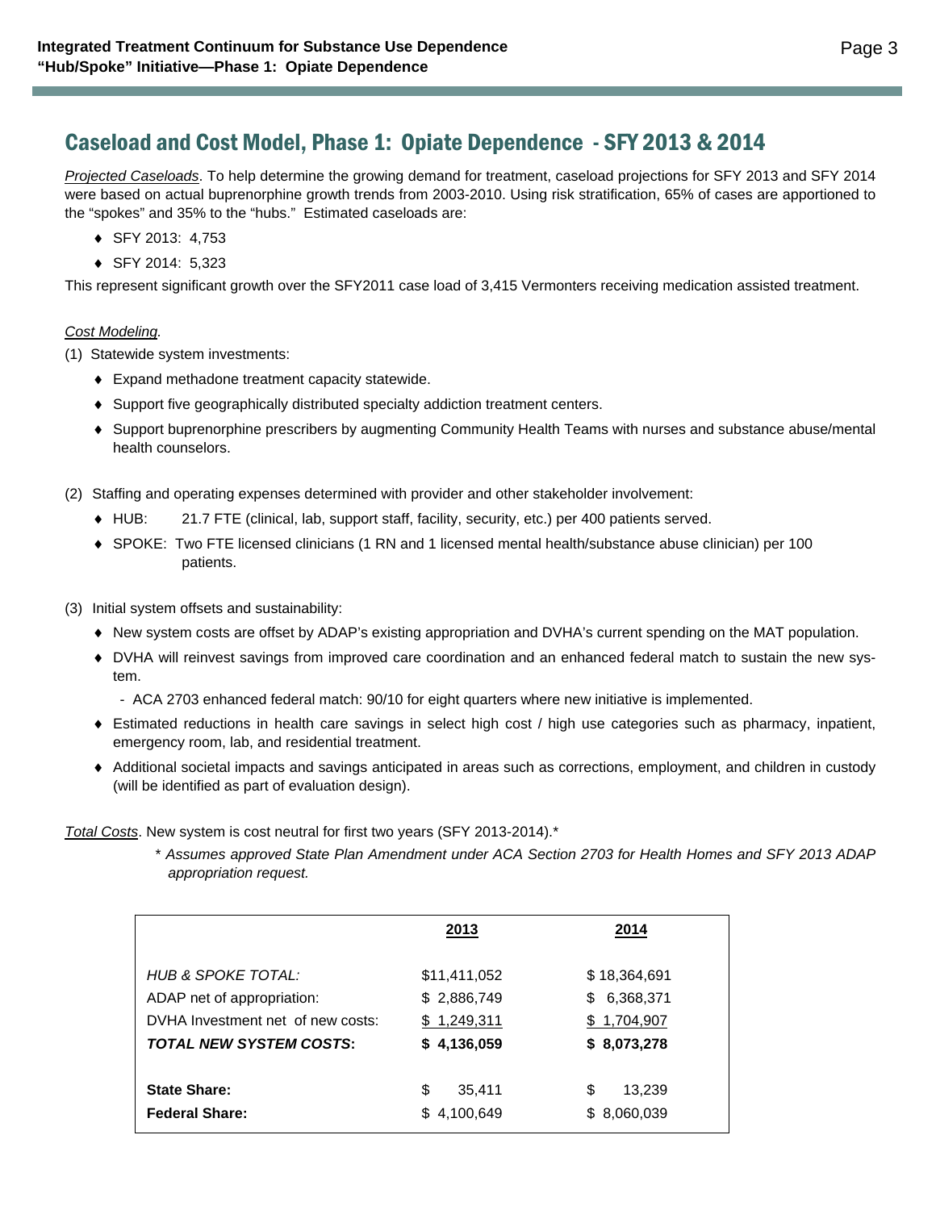## Caseload and Cost Model, Phase 1: Opiate Dependence - SFY 2013 & 2014

*Projected Caseloads*. To help determine the growing demand for treatment, caseload projections for SFY 2013 and SFY 2014 were based on actual buprenorphine growth trends from 2003-2010. Using risk stratification, 65% of cases are apportioned to the "spokes" and 35% to the "hubs." Estimated caseloads are:

- SFY 2013: 4,753
- SFY 2014: 5,323

This represent significant growth over the SFY2011 case load of 3,415 Vermonters receiving medication assisted treatment.

*Cost Modeling.*

(1) Statewide system investments:

- Expand methadone treatment capacity statewide.
- Support five geographically distributed specialty addiction treatment centers.
- Support buprenorphine prescribers by augmenting Community Health Teams with nurses and substance abuse/mental health counselors.

(2) Staffing and operating expenses determined with provider and other stakeholder involvement:

- HUB: 21.7 FTE (clinical, lab, support staff, facility, security, etc.) per 400 patients served.
- SPOKE: Two FTE licensed clinicians (1 RN and 1 licensed mental health/substance abuse clinician) per 100 patients.

(3) Initial system offsets and sustainability:

- New system costs are offset by ADAP's existing appropriation and DVHA's current spending on the MAT population.
- DVHA will reinvest savings from improved care coordination and an enhanced federal match to sustain the new system.
  - ACA 2703 enhanced federal match: 90/10 for eight quarters where new initiative is implemented.
- Estimated reductions in health care savings in select high cost / high use categories such as pharmacy, inpatient, emergency room, lab, and residential treatment.
- Additional societal impacts and savings anticipated in areas such as corrections, employment, and children in custody (will be identified as part of evaluation design).

*Total Costs*. New system is cost neutral for first two years (SFY 2013-2014).*

*\* Assumes approved State Plan Amendment under ACA Section 2703 for Health Homes and SFY 2013 ADAP appropriation request.*

| | 2013 | 2014 |
|---|---|---|
| *HUB & SPOKE TOTAL:* | $11,411,052 | $ 18,364,691 |
| ADAP net of appropriation: | $ 2,886,749 | $ 6,368,371 |
| DVHA Investment net of new costs: | $ 1,249,311 | $ 1,704,907 |
| ***TOTAL NEW SYSTEM COSTS:*** | **$ 4,136,059** | **$ 8,073,278** |
| **State Share:** | $ 35,411 | $ 13,239 |
| **Federal Share:** | $ 4,100,649 | $ 8,060,039 |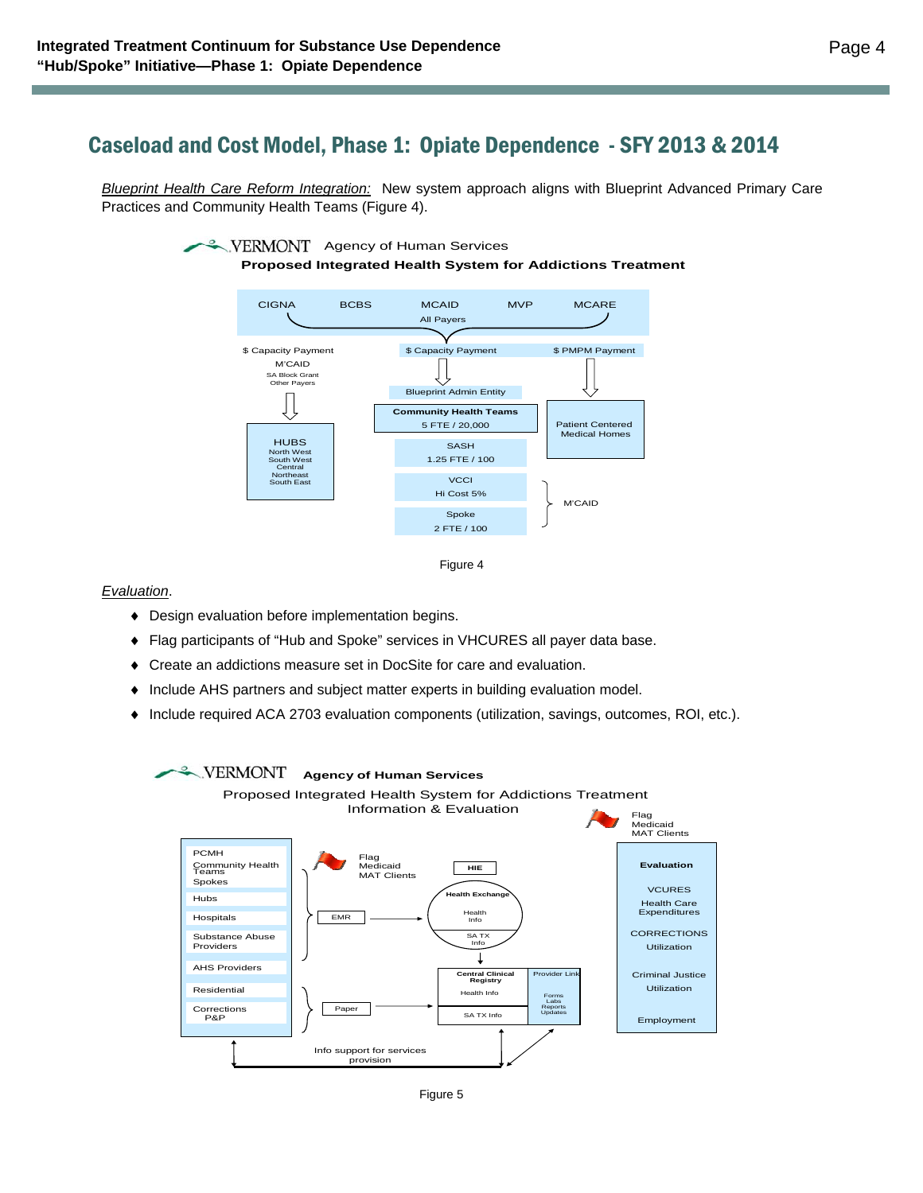## Caseload and Cost Model, Phase 1: Opiate Dependence - SFY 2013 & 2014

*Blueprint Health Care Reform Integration:* New system approach aligns with Blueprint Advanced Primary Care Practices and Community Health Teams (Figure 4).

VERMONT Agency of Human Services

**Proposed Integrated Health System for Addictions Treatment**

CIGNA BCBS MCAID MVP MCARE

All Payers

$ Capacity Payment
M'CAID
SA Block Grant
Other Payers

HUBS
North West
South West
Central
Northeast
South East

$ Capacity Payment

Blueprint Admin Entity

**Community Health Teams**
5 FTE / 20,000

SASH
1.25 FTE / 100

VCCI
Hi Cost 5%

Spoke
2 FTE / 100

M'CAID

$ PMPM Payment

Patient Centered Medical Homes

Figure 4

*Evaluation*.

- Design evaluation before implementation begins.
- Flag participants of "Hub and Spoke" services in VHCURES all payer data base.
- Create an addictions measure set in DocSite for care and evaluation.
- Include AHS partners and subject matter experts in building evaluation model.
- Include required ACA 2703 evaluation components (utilization, savings, outcomes, ROI, etc.).

VERMONT **Agency of Human Services**

Proposed Integrated Health System for Addictions Treatment
Information & Evaluation

PCMH
Community Health Teams
Spokes
Hubs
Hospitals
Substance Abuse Providers
AHS Providers
Residential
Corrections P&P

Flag Medicaid MAT Clients

EMR

Paper

HIE

**Health Exchange**
Health Info
SA TX Info

**Central Clinical Registry**
Health Info
SA TX Info

Provider Link
Forms
Labs
Reports
Updates

Flag Medicaid MAT Clients

**Evaluation**
VCURES
Health Care Expenditures
CORRECTIONS
Utilization
Criminal Justice
Utilization
Employment

Info support for services provision

Figure 5